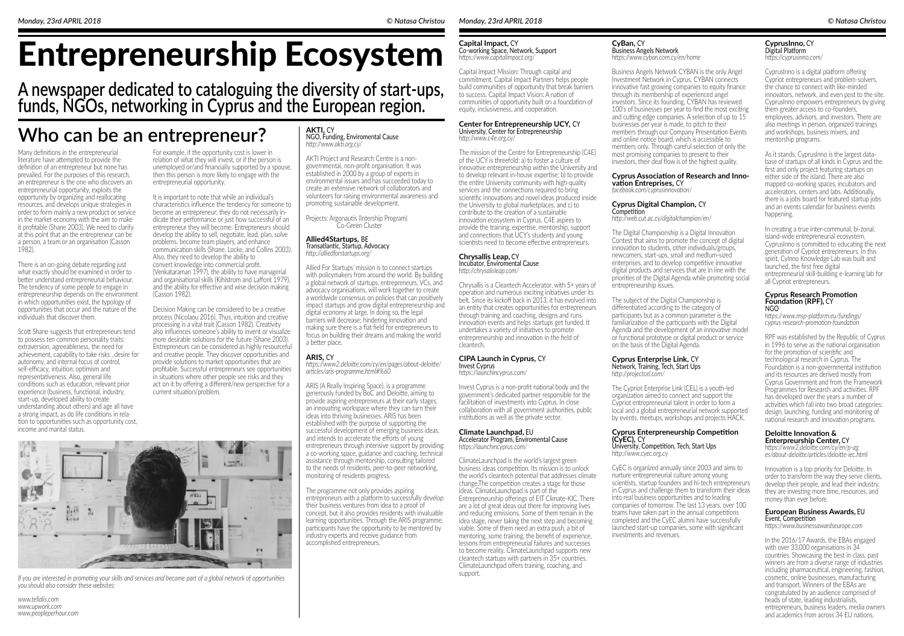# Entrepreneurship Ecosystem

## A newspaper dedicated to cataloguing the diversity of start-ups, funds, NGOs, networking in Cyprus and the European region.

## Who can be an entrepreneur?

Many definitions in the entrepreneurial literature have attempted to provide the definition of an entrepreneur but none has prevailed. For the purposes of this research, an entrepreneur is the one who discovers an entrepreneurial opportunity, exploits the opportunity by organizing and reallocating resources, and develops unique strategies in order to form mainly a new product or service in the market economy with the aim to make it profitable (Shane 2003). We need to clarify at this point that an the entrepreneur can be a person, a team or an organisation (Casson 1982).

There is an on-going debate regarding just what exactly should be examined in order to better understand entrepreneurial behaviour. The tendency of some people to engage in entrepreneurship depends on the environment in which opportunities exist, the typology of opportunities that occur and the nature of the individuals that discover them.

Scott Shane suggests that entrepreneurs tend to possess ten common personality traits: extraversion, agreeableness, the need for achievement, capability to take risks , desire for autonomy, and internal focus of control, self-efficacy, intuition, optimism and representativeness. Also, general life conditions such as education, relevant prior experience (business, functional, industry, start-up, developed ability to create understanding about others) and age all have a strong impact, as do life conditions in relation to opportunities such as opportunity cost, income and marital status.

For example, if the opportunity cost is lower in relation of what they will invest, or if the person is unemployed or/and financially supported by a spouse, then this person is more likely to engage with the entrepreneurial opportunity.

It is important to note that while an individual's characteristics influence the tendency for someone to become an entrepreneur, they do not necessarily indicate their performance or just how successful of an entrepreneur they will become. Entrepreneurs should develop the ability to sell, negotiate, lead, plan, solve problems, become team players, and enhance communication skills (Shane, Locke, and Collins 2003). Also, they need to develop the ability to convert knowledge into commercial profit. (Venkataraman 1997), the ability to have managerial and organisational skills (Kihlstrom and Laffont 1979), and the ability for effective and wise decision making (Casson 1982).

Decision Making can be considered to be a creative process (Nicolaou 2016). Thus, intuition and creative processing is a vital trait (Casson 1982). Creativity also influences someone's ability to invent or visualize more desirable solutions for the future (Shane 2003). Entrepreneurs can be considered as highly resourceful and creative people. They discover opportunities and provide solutions to market opportunities that are profitable. Successful entrepreneurs see opportunities in situations where other people see risks and they act on it by offering a different/new perspective for a current situation/problem.

*If you are interested in promoting your skills and services and become part of a global network of opportunities you should also consider these websites:*

*www.tellalis.com*
*www.upwork.com*
*www.peopleperhour.com*

### AKTI, CY
NGO, Funding, Enviromental Cause
*http://www.akti.org.cy/*

AKTI Project and Research Centre is a non-governmental, non-profit organisation. It was established in 2000 by a group of experts in environmental issues and has succeeded today to create an extensive network of collaborators and volunteers for raising environmental awareness and promoting sustainable development.

Projects: Argonautis (Intership Program)
Co-Green Cluster

### Allied4Startups, BE
Transatlantic, Startup, Advocacy
*http://alliedforstartups.org/*

Allied For Startups' mission is to connect startups with policymakers from around the world. By building a global network of startups, entrepreneurs, VCs, and advocacy organisations, will work together to create a worldwide consensus on policies that can positively impact startups and grow digital entrepreneurship and digital economy at large. In doing so, the legal barriers will decrease; hindering innovation and making sure there is a flat field for entrepreneurs to focus on building their dreams and making the world a better place.

### ARIS, CY
*https://www2.deloitte.com/cy/en/pages/about-deloitte/articles/aris-programme.html#%60*

ARIS (A Really Inspiring Space), is a programme generously funded by BoC and Deloitte, aiming to provide aspiring entrepreneurs at their early stages, an innovating workspace where they can turn their ideas into thriving businesses. ARIS has been established with the purpose of supporting the successful development of emerging business ideas, and intends to accelerate the efforts of young entrepreneurs through intensive support by providing: a co-working space, guidance and coaching, technical assistance through mentorship, consulting tailored to the needs of residents, peer-to-peer networking, monitoring of residents progress.

The programme not only provides aspiring entrepreneurs with a platform to successfully develop their business ventures from idea to a proof of concept, but it also provides residents with invaluable learning opportunities. Through the ARIS programme, participants have the opportunity to be mentored by industry experts and receive guidance from accomplished entrepreneurs.

### Capital Impact, CY
Co-working Space, Network, Support
*https://www.capitalimpact.org/*

Capital Impact Mission: Through capital and commitment, Capital Impact Partners helps people build communities of opportunity that break barriers to success. Capital Impact Vision: A nation of communities of opportunity built on a foundation of equity, inclusiveness, and cooperation.

### Center for Entrepreneurship UCY, CY
University, Center for Entrepreneurship
*http://www.c4e.org.cy/*

The mission of the Centre for Entrepreneurship (C4E) of the UCY is threefold: a) to foster a culture of innovative entrepreneurship within the University and to develop relevant in-house expertise; b) to provide the entire University community with high-quality services and the connections required to bring scientific innovations and novel ideas produced inside the University to global marketplaces, and c) to contribute to the creation of a sustainable innovation ecosystem in Cyprus. C4E aspires to provide the training, expertise, mentorship, support and connections that UCY's students and young scientists need to become effective entrepreneurs.

### Chrysallis Leap, CY
Incubator, Enviromental Cause
*http://chrysalisleap.com/*

Chrysallis is a Cleantech Accelerator, with 5+ years of operation and numerous exciting initiatives under its belt. Since its kickoff back in 2013, it has evolved into an entity that creates opportunities for entrepreneurs through training and coaching, designs and runs innovation events and helps startups get funded. It undertakes a variety of initiatives to promote entrepreneurship and innovation in the field of cleantech.

### CIPA Launch in Cyprus, CY
Invest Cyprus
*https://launchincyprus.com/*

Invest Cyprus is a non-profit national body and the government's dedicated partner responsible for the facilitation of investments into Cyprus. In close collaboration with all government authorities, public institutions as well as the private sector.

### Climate Launchpad, EU
Accelerator Program, Enviromental Cause
*https://launchincyprus.com/*

ClimateLaunchpad is the world's largest green business ideas competition. Its mission is to unlock the world's cleantech potential that addresses climate change.The competition creates a stage for those ideas. ClimateLaunchpad is part of the Entrepreneurship offerings of EIT Climate-KIC. There are a lot of great ideas out there for improving lives and reducing emissions. Some of them remain in the idea stage, never taking the next step and becoming viable. Some of them need an extra push, a bit of mentoring, some training, the benefit of experience, lessons from entrepreneurial failures and successes to become reality. ClimateLaunchpad supports new cleantech startups with partners in 35+ countries. ClimateLaunchpad offers training, coaching, and support.

### CyBan, CY
Business Angels Network
*https://www.cyban.com.cy/en/home*

Business Angels Network CYBAN is the only Angel Investment Network in Cyprus. CYBAN connects innovative fast growing companies to equity finance through its membership of experienced angel investors. Since its founding, CYBAN has reviewed 100's of businesses per year to find the most exciting and cutting edge companies. A selection of up to 15 businesses per year is made, to pitch to their members through our Company Presentation Events and online notice board, which is accessible to members only. Through careful selection of only the most promising companies to present to their investors, their deal flow is of the highest quality.

### Cyprus Association of Research and Innovation Entreprises, CY
*facebook.com/cyprusinnovation/*

### Cyprus Digital Champion, CY
Competition
*http://web.cut.ac.cy/digitalchampion/en/*

The Digital Championship is a Digital Innovation Contest that aims to promote the concept of digital innovation to students, other individuals/groups, newcomers, start-ups, small and medium-sized enterprises, and to develop competitive innovative digital products and services that are in line with the priorities of the Digital Agenda while promoting social entrepreneurship issues.

The subject of the Digital Championship is differentiated according to the category of participants but as a common parameter is the familiarization of the participants with the Digital Agenda and the development of an innovative model or functional prototype or digital product or service on the basis of the Digital Agenda.

### Cyprus Enterprise Link, CY
Network, Training, Tech, Start Ups
*http://projectcel.com/*

The Cypriot Enterprise Link (CEL) is a youth-led organization aimed to connect and support the Cypriot entrepreneurial talent in order to form a local and a global entrepreneurial network supported by events, meetups, workshops and projects HACK.

### Cyprus Enterpreneurship Competition (CyEC), CY
University, Competition, Tech, Start Ups
*http://www.cyec.org.cy*

CyEC is organized annually since 2003 and aims to nurture entrepreneurial culture among young scientists, startup founders and hi-tech entrepreneurs in Cyprus and challenge them to transform their ideas into real business opportunities and to leading companies of tomorrow. The last 13 years, over 100 teams have taken part in the annual competitions completed and the CyEC alumni have successfully launched start-up companies, some with significant investments and revenues.

### CyprusInno, CY
Digital Platform
*https://cyprusinno.com/*

CyprusInno is a digital platform offering Cypriot entrepreneurs and problem-solvers, the chance to connect with like-minded innovators, network, and even post to the site. CyprusInno empowers entrepreneurs by giving them greater access to co-founders, employees, advisors, and investors. There are also meetings in person, organized trainings and workshops, business mixers, and mentorship programs.

As it stands, CyprusInno is the largest database of startups of all kinds in Cyprus and the first and only project featuring startups on either side of the island. There are also mapped co-working spaces, incubators and accelerators, centers and labs. Additionally, there is a jobs board for featured startup jobs and an events calendar for business events happening.

In creating a true inter-communal, bi-zonal, island-wide entrepreneurial ecosystem, CyprusInno is committed to educating the next generation of Cypriot entrepreneurs. In this spirit, CyInno Knowledge Lab was built and launched, the first free digital entrepreneurial skill-building e-learning lab for all Cypriot entrepreneurs.

### Cyprus Research Promotion Foundation (RPF), CY
NGO
*https://www.msp-platform.eu/fundings/cyprus-research-promotion-foundation*

RPF was established by the Republic of Cyprus in 1996 to serve as the national organisation for the promotion of scientific and technological research in Cyprus. The Foundation is a non-governmental institution and its resources are derived mostly from Cyprus Government and from the Framework Programmes for Research and activities. RPF has developed over the years a number of activities which fall into two broad categories: design, launching, funding and monitoring of national research and innovation programs.

### Deloitte Innovation & Enterprise Center, CY
*https://www2.deloitte.com/cy/en/p-ag es/about-deloitte/articles/deloitte-iec.html*

Innovation is a top priority for Deloitte. In order to transform the way they serve clients, develop their people, and lead their industry, they are investing more time, resources, and money than ever before.

### European Business Awards, EU
Event, Competition
*https://www.businessawardseurope.com*

In the 2016/17 Awards, the EBAs engaged with over 33,000 organisations in 34 countries. Showcasing the best in class, past winners are from a diverse range of industries including pharmaceutical, engineering, fashion, cosmetic, online businesses, manufacturing and transport. Winners of the EBAs are congratulated by an audience comprised of heads of state, leading industrialists, entrepreneurs, business leaders, media owners and academics from across 34 EU nations.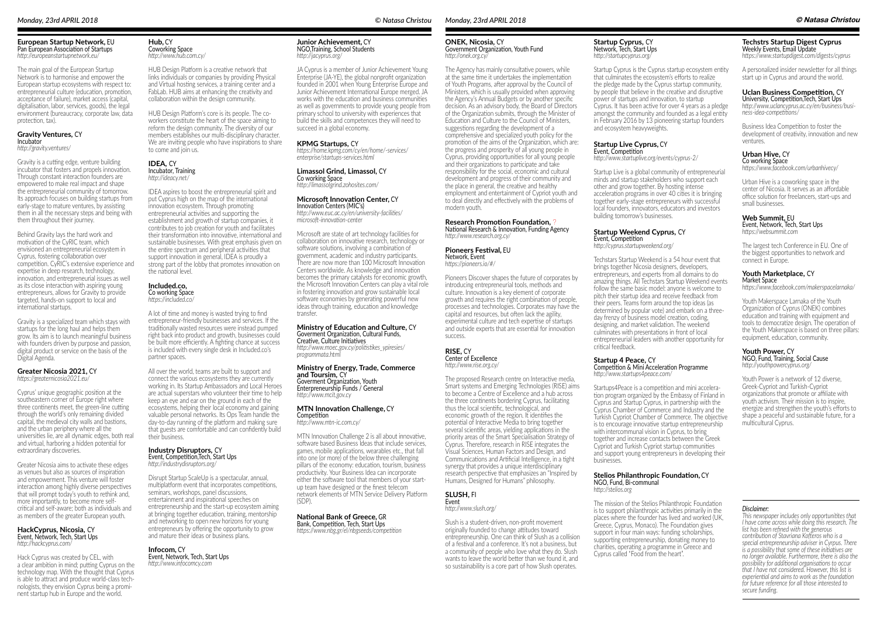### European Startup Network, EU
Pan European Association of Startups
*http://europeanstartupnetwork.eu/*

The main goal of the European Startup Network is to harmonise and empower the European startup ecosystems with respect to: entrepreneurial culture (education, promotion, acceptance of failure), market access (capital, digitalisation, labor, services, goods), the legal environment (bureaucracy, corporate law, data protection, tax).

### Gravity Ventures, CY
Incubator
*http://gravity.ventures/*

Gravity is a cutting edge, venture building incubator that fosters and propels innovation. Through constant interaction founders are empowered to make real impact and shape the entrepreneurial community of tomorrow. Its approach focuses on building startups from early-stage to mature ventures, by assisting them in all the necessary steps and being with them throughout their journey.

Behind Gravity lays the hard work and motivation of the CyRIC team, which envisioned an entrepreneurial ecosystem in Cyprus, fostering collaboration over competition. CyRIC's extensive experience and expertise in deep research, technology, innovation, and entrepreneurial issues as well as its close interaction with aspiring young entrepreneurs, allows for Gravity to provide targeted, hands-on support to local and international startups.

Gravity is a specialized team which stays with startups for the long haul and helps them grow. Its aim is to launch meaningful business with founders driven by purpose and passion, digital product or service on the basis of the Digital Agenda.

### Greater Nicosia 2021, CY
*https://greaternicosia2021.eu/*

Cyprus' unique geographic position at the southeastern corner of Europe right where three continents meet, the green-line cutting through the world's only remaining divided capital, the medieval city walls and bastions, and the urban periphery where all the universities lie, are all dynamic edges, both real and virtual, harboring a hidden potential for extraordinary discoveries.

Greater Nicosia aims to activate these edges as venues but also as sources of inspiration and empowerment. This venture will foster interaction among highly diverse perspectives that will prompt today's youth to rethink and, more importantly, to become more self-critical and self-aware; both as individuals and as members of the greater European youth.

### HackCyprus, Nicosia, CY
Event, Network, Tech, Start Ups
*http://hackcyprus.com/*

Hack Cyprus was created by CEL, with a clear ambition in mind; putting Cyprus on the technology map. With the thought that Cyprus is able to attract and produce world-class technologists, they envision Cyprus being a prominent startup hub in Europe and the world.

### Hub, CY
Coworking Space
*http://www.hub.com.cy/*

HUB Design Platform is a creative network that links individuals or companies by providing Physical and Virtual hosting services, a training center and a FabLab. HUB aims at enhancing the creativity and collaboration within the design community.

HUB Design Platform's core is its people. The co-workers constitute the heart of the space aiming to reform the design community. The diversity of our members establishes our multi-disciplinary character. We are inviting people who have inspirations to share to come and join us.

### IDEA, CY
Incubator, Training
*http://ideacy.net/*

IDEA aspires to boost the entrepreneurial spirit and put Cyprus high on the map of the international innovation ecosystem. Through promoting entrepreneurial activities and supporting the establishment and growth of startup companies, it contributes to job creation for youth and facilitates their transformation into innovative, international and sustainable businesses. With great emphasis given on the entire spectrum and peripheral activities that support innovation in general, IDEA is proudly a strong part of the lobby that promotes innovation on the national level.

### Included.co,
Co working Space
*https://included.co/*

A lot of time and money is wasted trying to find entrepreneur-friendly businesses and services. If the traditionally wasted resources were instead pumped right back into product and growth, businesses could be built more efficiently. A fighting chance at success is included with every single desk in Included.co's partner spaces.

All over the world, teams are built to support and connect the various ecosystems they are currently working in. Its Startup Ambassadors and Local Heroes are actual superstars who volunteer their time to help keep an eye and ear on the ground in each of the ecosystems, helping their local economy and gaining valuable personal networks. Its Ops Team handle the day-to-day running of the platform and making sure that guests are comfortable and can confidently build their business.

### Industry Disruptors, CY
Event, Competition,Tech, Start Ups
*http://industrydisruptors.org/*

Disrupt Startup ScaleUp is a spectacular, annual, multiplatform event that incorporates competitions, seminars, workshops, panel discussions, entertainment and inspirational speeches on entrepreneurship and the start-up ecosystem aiming at bringing together education, training, mentorship and networking to open new horizons for young entrepreneurs by offering the opportunity to grow and mature their ideas or business plans.

### Infocom, CY
Event, Network, Tech, Start Ups
*http://www.infocomcy.com*

### Junior Achievement, CY
NGO,Training, School Students
*http://jacyprus.org/*

JA Cyprus is a member of Junior Achievement Young Enterprise (JA-YE), the global nonprofit organization founded in 2001 when Young Enterprise Europe and Junior Achievement International Europe merged. JA works with the education and business communities as well as governments to provide young people from primary school to university with experiences that build the skills and competences they will need to succeed in a global economy.

### KPMG Startups, CY
*https://home.kpmg.com/cy/en/home/-services/enterprise/startups-services.html*

### Limassol Grind, Limassol, CY
Co working Space
*http://limassolgrind.zohosites.com/*

### Microsoft Innovation Center, CY
Innovation Centers (MIC's)
*http://www.euc.ac.cy/en/university-facilities/microsoft-innovation-center*

Microsoft are state of art technology facilities for collaboration on innovative research, technology or software solutions, involving a combination of government, academic and industry participants. There are now more than 100 Microsoft Innovation Centers worldwide. As knowledge and innovation becomes the primary catalysts for economic growth, the Microsoft Innovation Centers can play a vital role in fostering innovation and grow sustainable local software economies by generating powerful new ideas through training, education and knowledge transfer.

### Ministry of Education and Culture, CY
Goverment Organization, Cultural Funds, Creative, Culture Initiatives
*http://www.moec.gov.cy/politistikes_ypiresies/programmata.html*

### Ministry of Energy, Trade, Commerce and Toursim, CY
Goverment Organization, Youth Enterpreneurship Funds / General
*http://www.mcit.gov.cy*

### MTN Innovation Challenge, CY
Competition
*http://www.mtn-ic.com.cy/*

MTN Innovation Challenge 2 is all about innovative, software based Business Ideas that include services, games, mobile applications, wearables etc., that fall into one (or more) of the below three challenging pillars of the economy: education, tourism, business productivity. Your Business Idea can incorporate either the software tool that members of your start-up team have designed or the finest telecom network elements of MTN Service Delivery Platform (SDP).

### National Bank of Greece, GR
Bank, Competition, Tech, Start Ups
*https://www.nbg.gr/el/nbgseeds/competition*

### ONEK, Nicosia, CY
Government Organization, Youth Fund
*http://onek.org.cy/*

The Agency has mainly consultative powers, while at the same time it undertakes the implementation of Youth Programs, after approval by the Council of Ministers, which is usually provided when approving the Agency's Annual Budgets or by another specific decision. As an advisory body, the Board of Directors of the Organization submits, through the Minister of Education and Culture to the Council of Ministers, suggestions regarding the development of a comprehensive and specialized youth policy for the promotion of the aims of the Organization, which are: the progress and prosperity of all young people in Cyprus, providing opportunities for all young people and their organizations to participate and take responsibility for the social, economic and cultural development and progress of their community and the place in general, the creative and healthy employment and entertainment of Cypriot youth and to deal directly and effectively with the problems of modern youth.

### Research Promotion Foundation, ?
National Research & Innovation, Funding Agency
*http://www.research.org.cy/*

### Pioneers Festival, EU
Network, Event
*https://pioneers.io/#/*

Pioneers Discover shapes the future of corporates by introducing entrepreneurial tools, methods and culture. Innovation is a key element of corporate growth and requires the right combination of people, processes and technologies. Corporates may have the capital and resources, but often lack the agility, experimental culture and tech expertise of startups and outside experts that are essential for innovation success.

### RISE, CY
Center of Excellence
*http://www.rise.org.cy/*

The proposed Research centre on Interactive media, Smart systems and Emerging Technologies (RISE) aims to become a Centre of Excellence and a hub across the three continents bordering Cyprus, facilitating thus the local scientific, technological, and economic growth of the region. It identifes the potential of Interactive Media to bring together several scientific areas, yielding applications in the priority areas of the Smart Specialisation Strategy of Cyprus. Therefore, research in RISE integrates the Visual Sciences, Human Factors and Design, and Communications and Artificial Intelligence, in a tight synergy that provides a unique interdisciplinary research perspective that emphasizes an "Inspired by Humans, Designed for Humans" philosophy.

### SLUSH, FI
Event
*http://www.slush.org/*

Slush is a student-driven, non-profit movement originally founded to change attitudes toward entrepreneurship. One can think of Slush as a collision of a festival and a conference. It's not a business, but a community of people who love what they do. Slush wants to leave the world better than we found it, and so sustainability is a core part of how Slush operates.

### Startup Cyprus, CY
Network, Tech, Start Ups
*http://startupcyprus.org/*

Startup Cyprus is the Cyprus startup ecosystem entity that culminates the ecosystem's efforts to realize the pledge made by the Cyprus startup community, by people that believe in the creative and disruptive power of startups and innovation, to startup Cyprus. It has been active for over 4 years as a pledge amongst the community and founded as a legal entity in February 2016 by 13 pioneering startup founders and ecosystem heavyweights.

### Startup Live Cyprus, CY
Event, Competition
*http://www.startuplive.org/events/cyprus-2/*

Startup Live is a global community of entrepreneurial minds and startup stakeholders who support each other and grow together. By hosting intense acceleration programs in over 40 cities it is bringing together early-stage entrepreneurs with successful local founders, innovators, educators and investors building tomorrow's businesses.

### Startup Weekend Cyprus, CY
Event, Competition
*http://cyprus.startupweekend.org/*

Techstars Startup Weekend is a 54 hour event that brings together Nicosia designers, developers, entrepreneurs, and experts from all domains to do amazing things. All Techstars Startup Weekend events follow the same basic model: anyone is welcome to pitch their startup idea and receive feedback from their peers. Teams form around the top ideas (as determined by popular vote) and embark on a three-day frenzy of business model creation, coding, designing, and market validation. The weekend culminates with presentations in front of local entrepreneurial leaders with another opportunity for critical feedback.

### Startup 4 Peace, CY
Competition & Mini Acceleration Programme
*http://www.startups4peace.com/*

Startups4Peace is a competition and mini acceleration program organized by the Embassy of Finland in Cyprus and Startup Cyprus, in partnership with the Cyprus Chamber of Commerce and Industry and the Turkish Cypriot Chamber of Commerce. The objective is to encourage innovative startup entrepreneurship with intercommunal vision in Cyprus, to bring together and increase contacts between the Greek Cypriot and Turkish Cypriot startup communities and support young entrepreneurs in developing their businesses.

### Stelios Philanthropic Foundation, CY
NGO, Fund, Bi-communal
*http://stelios.org*

The mission of the Stelios Philanthropic Foundation is to support philanthropic activities primarily in the places where the founder has lived and worked (UK, Greece, Cyprus, Monaco). The Foundation gives support in four main ways: funding scholarships, supporting entrepreneurship, donating money to charities, operating a programme in Greece and Cyprus called "Food from the heart".

### Techstrs Startup Digest Cyprus
Weekly Events, Email Update
*https://www.startupdigest.com/digests/cyprus*

A personalized insider newsletter for all things start up in Cyprus and around the world.

### Uclan Business Competition, CY
University, Competition,Tech, Start Ups
*http://www.uclancyprus.ac.cy/en/business/business-idea-competitions/*

Business Idea Competition to foster the development of creativity, innovation and new ventures.

### Urban Hive, CY
Co working Space
*https://www.facebook.com/urbanhivecy/*

Urban Hive is a coworking space in the center of Nicosia. It serves as an affordable office solution for freelancers, start-ups and small businesses.

### Web Summit, EU
Event, Network, Tech, Start Ups
*https://websummit.com*

The largest tech Conference in EU. One of the biggest opportunities to network and connect in Europe.

### Youth Marketplace, CY
Market Space
*https://www.facebook.com/makerspacelarnaka/*

Youth Makerspace Larnaka of the Youth Organization of Cyprus (ONEK) combines education and training with equipment and tools to democratize design. The operation of the Youth Makerspace is based on three pillars: equipment, education, community.

### Youth Power, CY
NGO, Fund, Training, Social Cause
*http://youthpowercyprus.org/*

Youth Power is a network of 12 diverse, Greek-Cypriot and Turkish-Cypriot organizations that promote or affiliate with youth activism. Their mission is to inspire, energize and strengthen the youth's efforts to shape a peaceful and sustainable future, for a multicultural Cyprus.

*Disclaimer:*
*This newspaper includes only opportunitites that I have come across while doing this research. The list has been refined with the generous contribution of Stavriana Kofteros who is a special entrepreneurship adviser in Cyprus. There is a possibility that some of these initiatives are no longer available. Furthermore, there is also the possibility for additional organisations to occur that I have not considered. However, this list is experiential and aims to work as the foundation for future reference for all those interested to secure funding.*